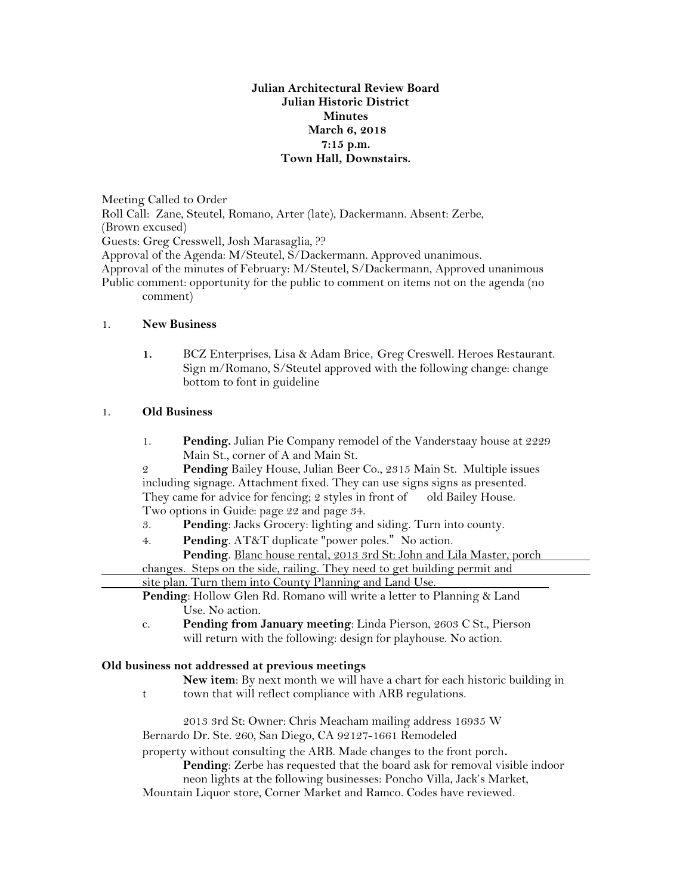**Julian Architectural Review Board**
**Julian Historic District**
**Minutes**
**March 6, 2018**
**7:15 p.m.**
**Town Hall, Downstairs.**

Meeting Called to Order
Roll Call: Zane, Steutel, Romano, Arter (late), Dackermann. Absent: Zerbe, (Brown excused)
Guests: Greg Cresswell, Josh Marasaglia, ??
Approval of the Agenda: M/Steutel, S/Dackermann. Approved unanimous.
Approval of the minutes of February: M/Steutel, S/Dackermann, Approved unanimous
Public comment: opportunity for the public to comment on items not on the agenda (no comment)

1. **New Business**

   **1.** BCZ Enterprises, Lisa & Adam Brice, Greg Creswell. Heroes Restaurant. Sign m/Romano, S/Steutel approved with the following change: change bottom to font in guideline

1. **Old Business**

   1. **Pending.** Julian Pie Company remodel of the Vanderstaay house at 2229 Main St., corner of A and Main St.

   2 **Pending** Bailey House, Julian Beer Co., 2315 Main St. Multiple issues including signage. Attachment fixed. They can use signs signs as presented. They came for advice for fencing; 2 styles in front of old Bailey House. Two options in Guide: page 22 and page 34.

   3. **Pending**: Jacks Grocery: lighting and siding. Turn into county.

   4. **Pending**. AT&T duplicate "power poles." No action.

   **Pending**. Blanc house rental, 2013 3rd St: John and Lila Master, porch changes. Steps on the side, railing. They need to get building permit and site plan. Turn them into County Planning and Land Use.

   **Pending**: Hollow Glen Rd. Romano will write a letter to Planning & Land Use. No action.

   c. **Pending from January meeting**: Linda Pierson, 2603 C St., Pierson will return with the following: design for playhouse. No action.

**Old business not addressed at previous meetings**

t **New item**: By next month we will have a chart for each historic building in town that will reflect compliance with ARB regulations.

2013 3rd St: Owner: Chris Meacham mailing address 16935 W Bernardo Dr. Ste. 260, San Diego, CA 92127-1661 Remodeled property without consulting the ARB. Made changes to the front porch.

**Pending**: Zerbe has requested that the board ask for removal visible indoor neon lights at the following businesses: Poncho Villa, Jack's Market, Mountain Liquor store, Corner Market and Ramco. Codes have reviewed.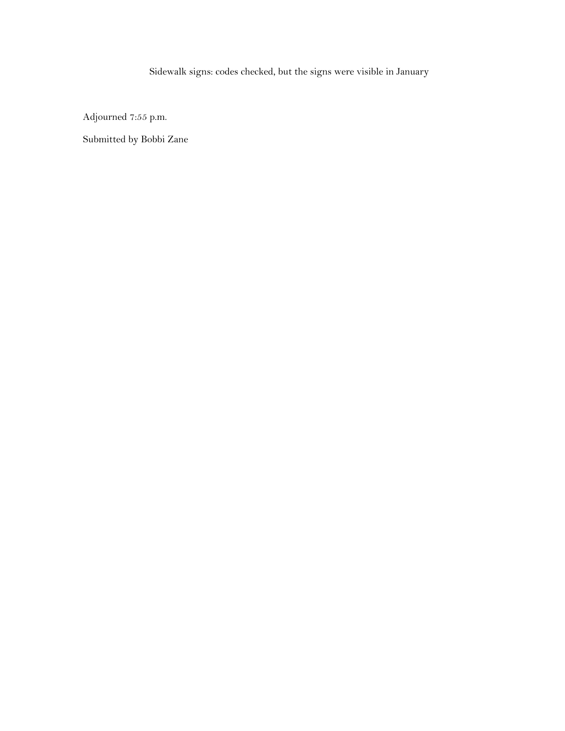Sidewalk signs: codes checked, but the signs were visible in January

Adjourned 7:55 p.m.

Submitted by Bobbi Zane